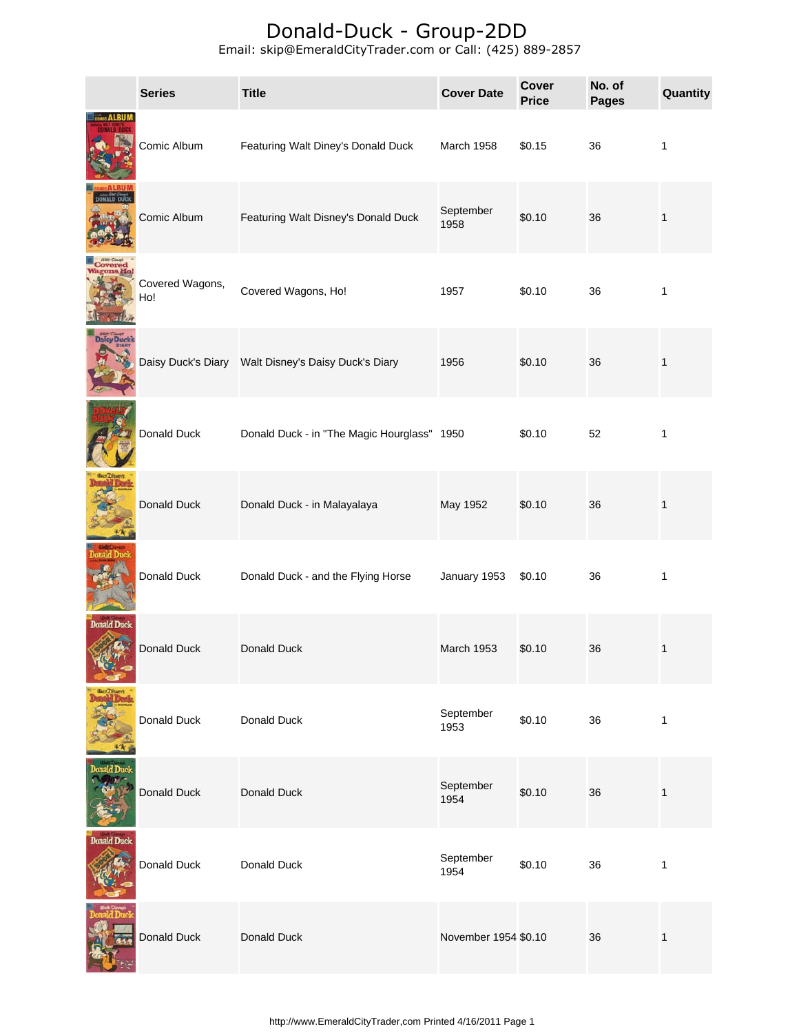# Donald-Duck - Group-2DD

Email: skip@EmeraldCityTrader.com or Call: (425) 889-2857

| | Series | Title | Cover Date | Cover Price | No. of Pages | Quantity |
|---|---|---|---|---|---|---|
| | Comic Album | Featuring Walt Diney's Donald Duck | March 1958 | $0.15 | 36 | 1 |
| | Comic Album | Featuring Walt Disney's Donald Duck | September 1958 | $0.10 | 36 | 1 |
| | Covered Wagons, Ho! | Covered Wagons, Ho! | 1957 | $0.10 | 36 | 1 |
| | Daisy Duck's Diary | Walt Disney's Daisy Duck's Diary | 1956 | $0.10 | 36 | 1 |
| | Donald Duck | Donald Duck - in "The Magic Hourglass" | 1950 | $0.10 | 52 | 1 |
| | Donald Duck | Donald Duck - in Malayalaya | May 1952 | $0.10 | 36 | 1 |
| | Donald Duck | Donald Duck - and the Flying Horse | January 1953 | $0.10 | 36 | 1 |
| | Donald Duck | Donald Duck | March 1953 | $0.10 | 36 | 1 |
| | Donald Duck | Donald Duck | September 1953 | $0.10 | 36 | 1 |
| | Donald Duck | Donald Duck | September 1954 | $0.10 | 36 | 1 |
| | Donald Duck | Donald Duck | September 1954 | $0.10 | 36 | 1 |
| | Donald Duck | Donald Duck | November 1954 | $0.10 | 36 | 1 |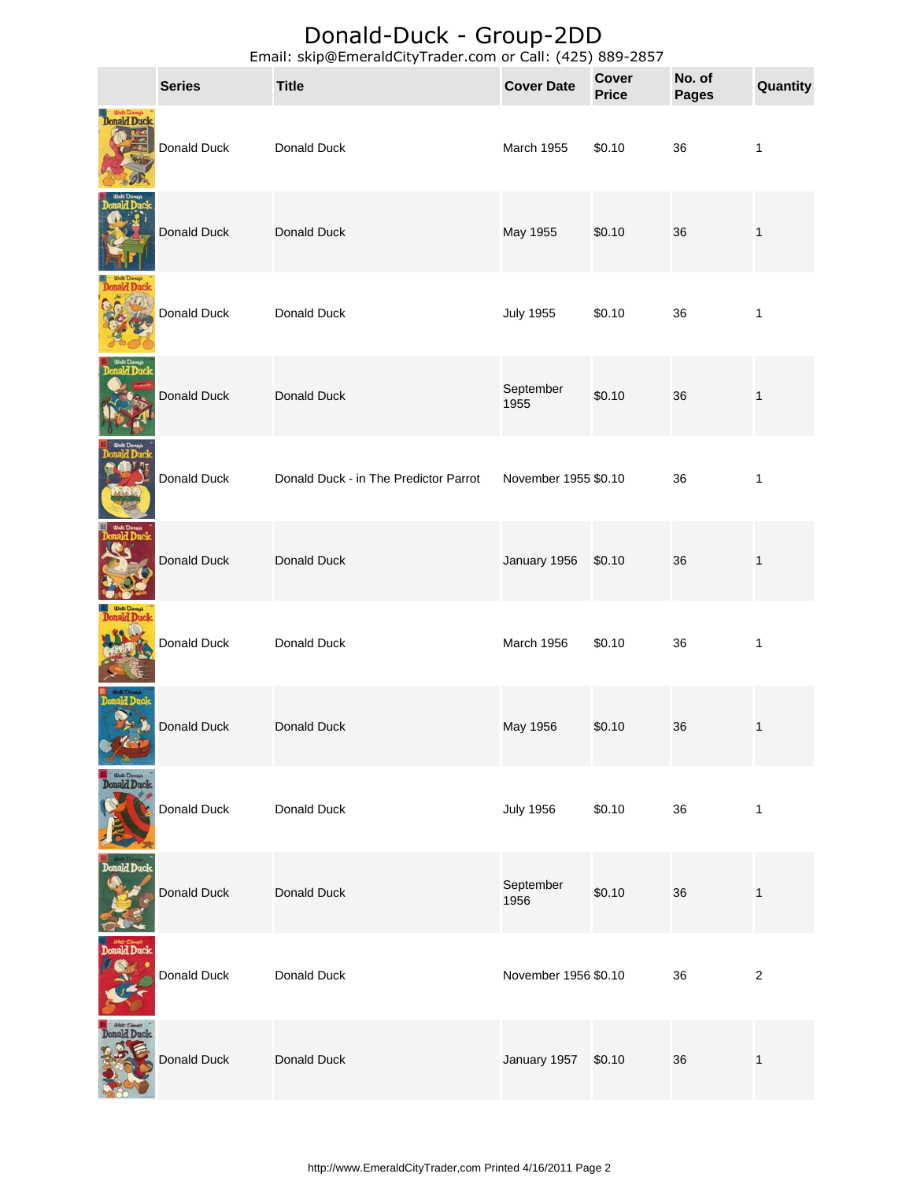# Donald-Duck - Group-2DD

Email: skip@EmeraldCityTrader.com or Call: (425) 889-2857

| | Series | Title | Cover Date | Cover Price | No. of Pages | Quantity |
|---|---|---|---|---|---|---|
| | Donald Duck | Donald Duck | March 1955 | $0.10 | 36 | 1 |
| | Donald Duck | Donald Duck | May 1955 | $0.10 | 36 | 1 |
| | Donald Duck | Donald Duck | July 1955 | $0.10 | 36 | 1 |
| | Donald Duck | Donald Duck | September 1955 | $0.10 | 36 | 1 |
| | Donald Duck | Donald Duck - in The Predictor Parrot | November 1955 | $0.10 | 36 | 1 |
| | Donald Duck | Donald Duck | January 1956 | $0.10 | 36 | 1 |
| | Donald Duck | Donald Duck | March 1956 | $0.10 | 36 | 1 |
| | Donald Duck | Donald Duck | May 1956 | $0.10 | 36 | 1 |
| | Donald Duck | Donald Duck | July 1956 | $0.10 | 36 | 1 |
| | Donald Duck | Donald Duck | September 1956 | $0.10 | 36 | 1 |
| | Donald Duck | Donald Duck | November 1956 | $0.10 | 36 | 2 |
| | Donald Duck | Donald Duck | January 1957 | $0.10 | 36 | 1 |

http://www.EmeraldCityTrader,com Printed 4/16/2011 Page 2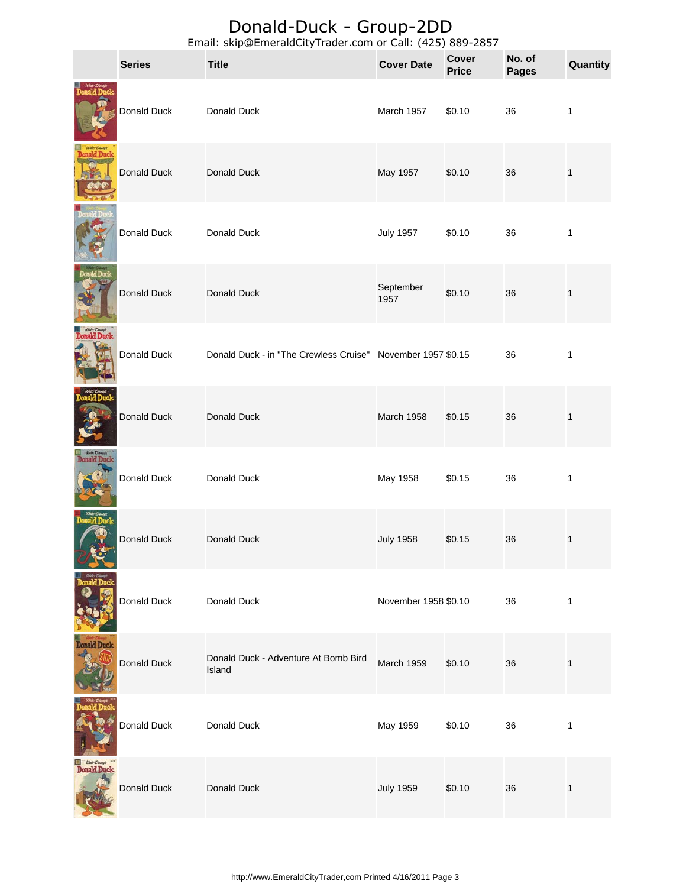# Donald-Duck - Group-2DD

Email: skip@EmeraldCityTrader.com or Call: (425) 889-2857

| | Series | Title | Cover Date | Cover Price | No. of Pages | Quantity |
|---|---|---|---|---|---|---|
| | Donald Duck | Donald Duck | March 1957 | $0.10 | 36 | 1 |
| | Donald Duck | Donald Duck | May 1957 | $0.10 | 36 | 1 |
| | Donald Duck | Donald Duck | July 1957 | $0.10 | 36 | 1 |
| | Donald Duck | Donald Duck | September 1957 | $0.10 | 36 | 1 |
| | Donald Duck | Donald Duck - in "The Crewless Cruise" | November 1957 | $0.15 | 36 | 1 |
| | Donald Duck | Donald Duck | March 1958 | $0.15 | 36 | 1 |
| | Donald Duck | Donald Duck | May 1958 | $0.15 | 36 | 1 |
| | Donald Duck | Donald Duck | July 1958 | $0.15 | 36 | 1 |
| | Donald Duck | Donald Duck | November 1958 | $0.10 | 36 | 1 |
| | Donald Duck | Donald Duck - Adventure At Bomb Bird Island | March 1959 | $0.10 | 36 | 1 |
| | Donald Duck | Donald Duck | May 1959 | $0.10 | 36 | 1 |
| | Donald Duck | Donald Duck | July 1959 | $0.10 | 36 | 1 |

http://www.EmeraldCityTrader,com Printed 4/16/2011 Page 3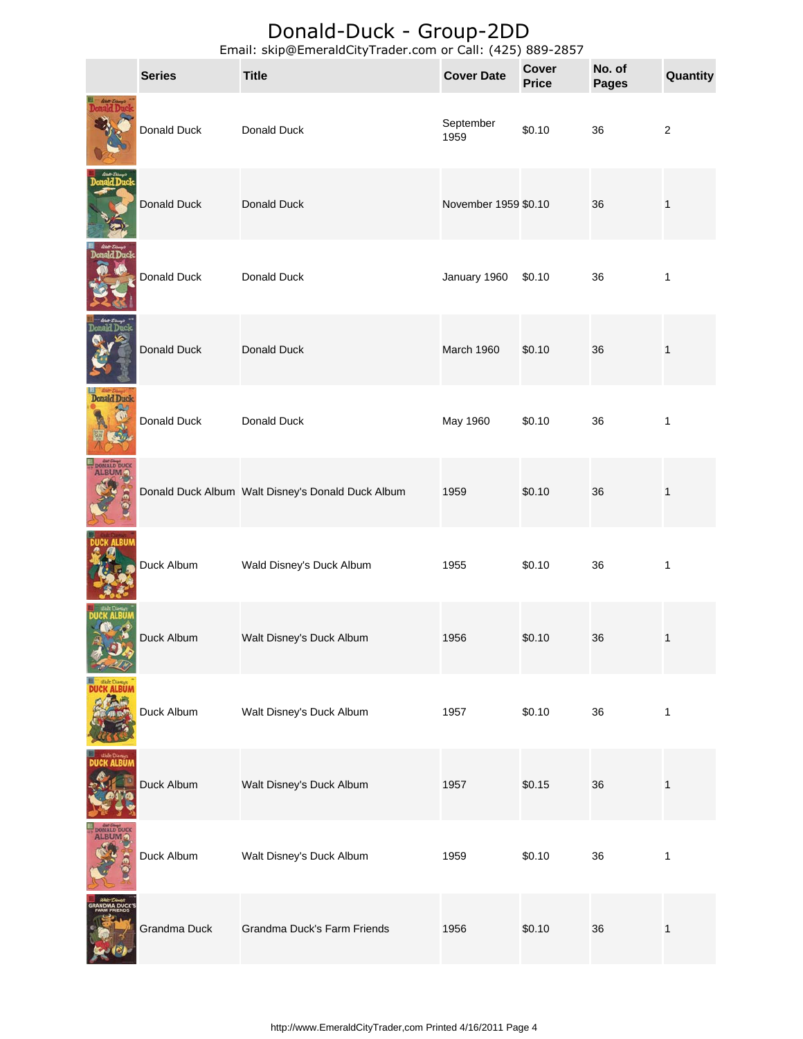# Donald-Duck - Group-2DD

Email: skip@EmeraldCityTrader.com or Call: (425) 889-2857

| | Series | Title | Cover Date | Cover Price | No. of Pages | Quantity |
|---|---|---|---|---|---|---|
| | Donald Duck | Donald Duck | September 1959 | $0.10 | 36 | 2 |
| | Donald Duck | Donald Duck | November 1959 | $0.10 | 36 | 1 |
| | Donald Duck | Donald Duck | January 1960 | $0.10 | 36 | 1 |
| | Donald Duck | Donald Duck | March 1960 | $0.10 | 36 | 1 |
| | Donald Duck | Donald Duck | May 1960 | $0.10 | 36 | 1 |
| | Donald Duck Album | Walt Disney's Donald Duck Album | 1959 | $0.10 | 36 | 1 |
| | Duck Album | Wald Disney's Duck Album | 1955 | $0.10 | 36 | 1 |
| | Duck Album | Walt Disney's Duck Album | 1956 | $0.10 | 36 | 1 |
| | Duck Album | Walt Disney's Duck Album | 1957 | $0.10 | 36 | 1 |
| | Duck Album | Walt Disney's Duck Album | 1957 | $0.15 | 36 | 1 |
| | Duck Album | Walt Disney's Duck Album | 1959 | $0.10 | 36 | 1 |
| | Grandma Duck | Grandma Duck's Farm Friends | 1956 | $0.10 | 36 | 1 |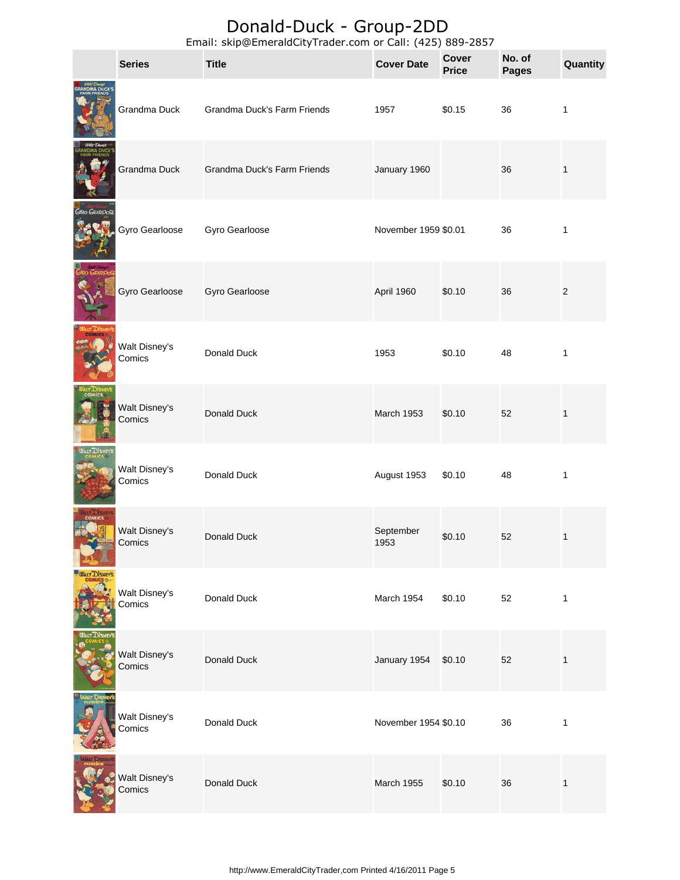# Donald-Duck - Group-2DD

Email: skip@EmeraldCityTrader.com or Call: (425) 889-2857

| | Series | Title | Cover Date | Cover Price | No. of Pages | Quantity |
|---|---|---|---|---|---|---|
| | Grandma Duck | Grandma Duck's Farm Friends | 1957 | $0.15 | 36 | 1 |
| | Grandma Duck | Grandma Duck's Farm Friends | January 1960 | | 36 | 1 |
| | Gyro Gearloose | Gyro Gearloose | November 1959 | $0.01 | 36 | 1 |
| | Gyro Gearloose | Gyro Gearloose | April 1960 | $0.10 | 36 | 2 |
| | Walt Disney's Comics | Donald Duck | 1953 | $0.10 | 48 | 1 |
| | Walt Disney's Comics | Donald Duck | March 1953 | $0.10 | 52 | 1 |
| | Walt Disney's Comics | Donald Duck | August 1953 | $0.10 | 48 | 1 |
| | Walt Disney's Comics | Donald Duck | September 1953 | $0.10 | 52 | 1 |
| | Walt Disney's Comics | Donald Duck | March 1954 | $0.10 | 52 | 1 |
| | Walt Disney's Comics | Donald Duck | January 1954 | $0.10 | 52 | 1 |
| | Walt Disney's Comics | Donald Duck | November 1954 | $0.10 | 36 | 1 |
| | Walt Disney's Comics | Donald Duck | March 1955 | $0.10 | 36 | 1 |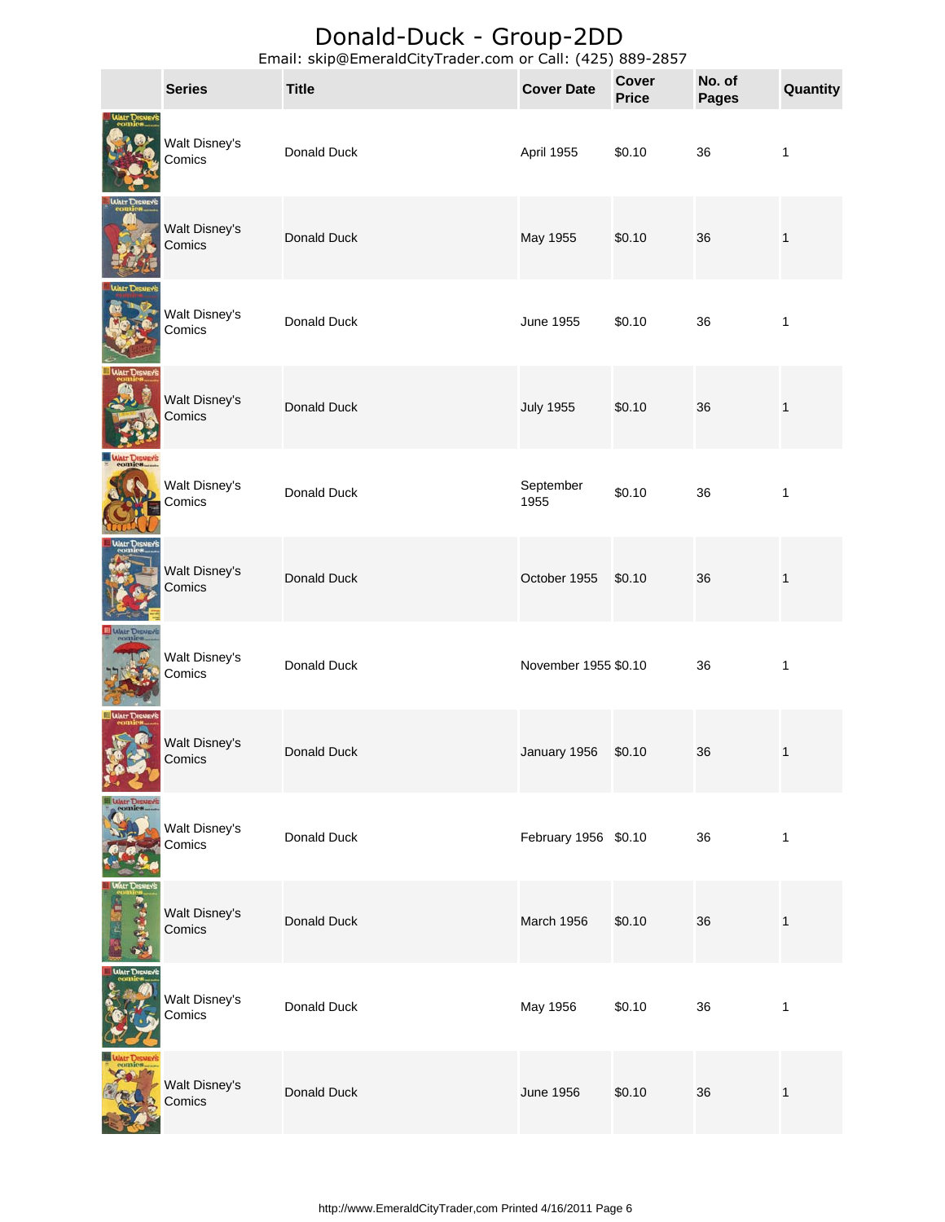# Donald-Duck - Group-2DD

Email: skip@EmeraldCityTrader.com or Call: (425) 889-2857

| | Series | Title | Cover Date | Cover Price | No. of Pages | Quantity |
|---|---|---|---|---|---|---|
| | Walt Disney's Comics | Donald Duck | April 1955 | $0.10 | 36 | 1 |
| | Walt Disney's Comics | Donald Duck | May 1955 | $0.10 | 36 | 1 |
| | Walt Disney's Comics | Donald Duck | June 1955 | $0.10 | 36 | 1 |
| | Walt Disney's Comics | Donald Duck | July 1955 | $0.10 | 36 | 1 |
| | Walt Disney's Comics | Donald Duck | September 1955 | $0.10 | 36 | 1 |
| | Walt Disney's Comics | Donald Duck | October 1955 | $0.10 | 36 | 1 |
| | Walt Disney's Comics | Donald Duck | November 1955 | $0.10 | 36 | 1 |
| | Walt Disney's Comics | Donald Duck | January 1956 | $0.10 | 36 | 1 |
| | Walt Disney's Comics | Donald Duck | February 1956 | $0.10 | 36 | 1 |
| | Walt Disney's Comics | Donald Duck | March 1956 | $0.10 | 36 | 1 |
| | Walt Disney's Comics | Donald Duck | May 1956 | $0.10 | 36 | 1 |
| | Walt Disney's Comics | Donald Duck | June 1956 | $0.10 | 36 | 1 |

http://www.EmeraldCityTrader,com Printed 4/16/2011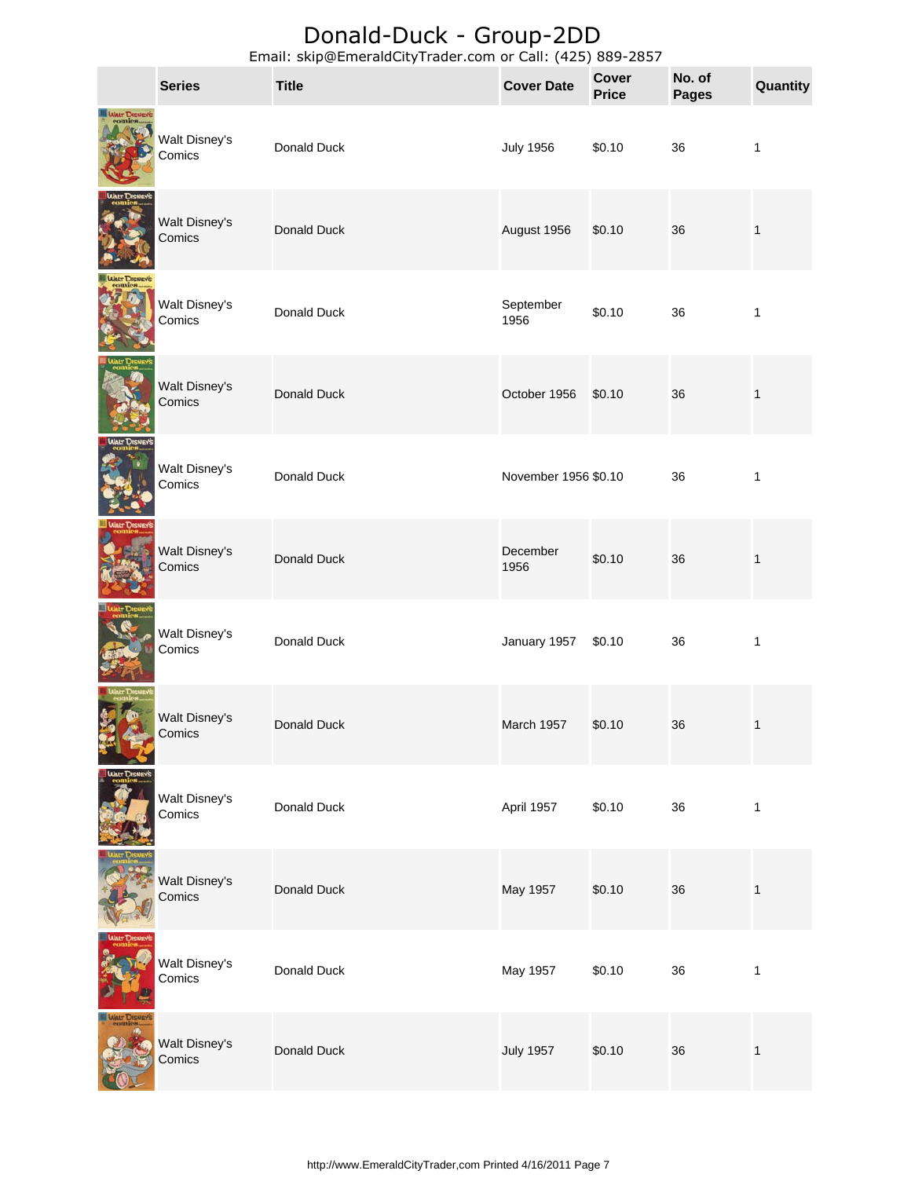# Donald-Duck - Group-2DD

Email: skip@EmeraldCityTrader.com or Call: (425) 889-2857

| | Series | Title | Cover Date | Cover Price | No. of Pages | Quantity |
|---|---|---|---|---|---|---|
| | Walt Disney's Comics | Donald Duck | July 1956 | $0.10 | 36 | 1 |
| | Walt Disney's Comics | Donald Duck | August 1956 | $0.10 | 36 | 1 |
| | Walt Disney's Comics | Donald Duck | September 1956 | $0.10 | 36 | 1 |
| | Walt Disney's Comics | Donald Duck | October 1956 | $0.10 | 36 | 1 |
| | Walt Disney's Comics | Donald Duck | November 1956 | $0.10 | 36 | 1 |
| | Walt Disney's Comics | Donald Duck | December 1956 | $0.10 | 36 | 1 |
| | Walt Disney's Comics | Donald Duck | January 1957 | $0.10 | 36 | 1 |
| | Walt Disney's Comics | Donald Duck | March 1957 | $0.10 | 36 | 1 |
| | Walt Disney's Comics | Donald Duck | April 1957 | $0.10 | 36 | 1 |
| | Walt Disney's Comics | Donald Duck | May 1957 | $0.10 | 36 | 1 |
| | Walt Disney's Comics | Donald Duck | May 1957 | $0.10 | 36 | 1 |
| | Walt Disney's Comics | Donald Duck | July 1957 | $0.10 | 36 | 1 |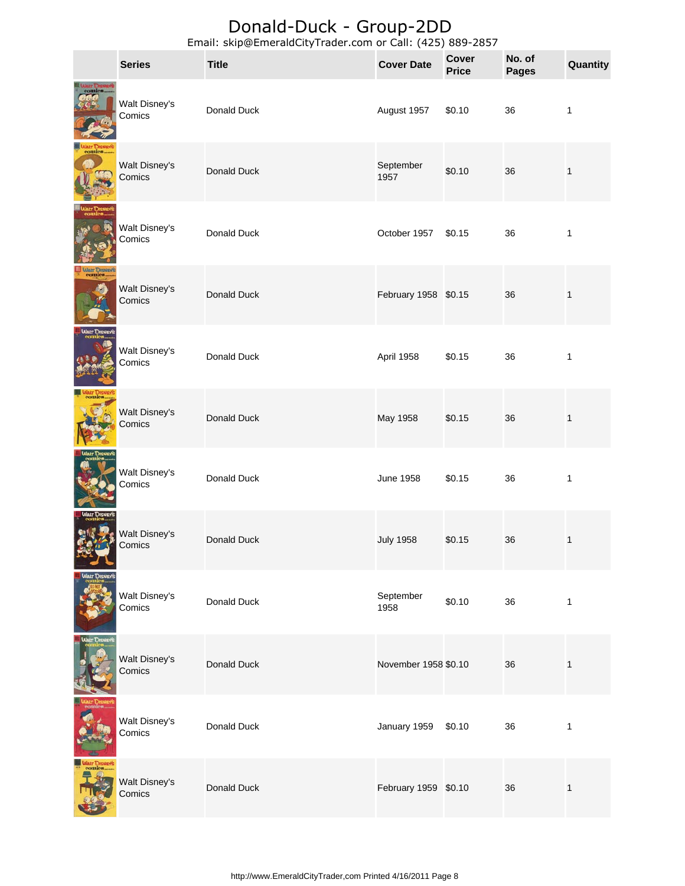# Donald-Duck - Group-2DD

Email: skip@EmeraldCityTrader.com or Call: (425) 889-2857

| | Series | Title | Cover Date | Cover Price | No. of Pages | Quantity |
|---|---|---|---|---|---|---|
| | Walt Disney's Comics | Donald Duck | August 1957 | $0.10 | 36 | 1 |
| | Walt Disney's Comics | Donald Duck | September 1957 | $0.10 | 36 | 1 |
| | Walt Disney's Comics | Donald Duck | October 1957 | $0.15 | 36 | 1 |
| | Walt Disney's Comics | Donald Duck | February 1958 | $0.15 | 36 | 1 |
| | Walt Disney's Comics | Donald Duck | April 1958 | $0.15 | 36 | 1 |
| | Walt Disney's Comics | Donald Duck | May 1958 | $0.15 | 36 | 1 |
| | Walt Disney's Comics | Donald Duck | June 1958 | $0.15 | 36 | 1 |
| | Walt Disney's Comics | Donald Duck | July 1958 | $0.15 | 36 | 1 |
| | Walt Disney's Comics | Donald Duck | September 1958 | $0.10 | 36 | 1 |
| | Walt Disney's Comics | Donald Duck | November 1958 | $0.10 | 36 | 1 |
| | Walt Disney's Comics | Donald Duck | January 1959 | $0.10 | 36 | 1 |
| | Walt Disney's Comics | Donald Duck | February 1959 | $0.10 | 36 | 1 |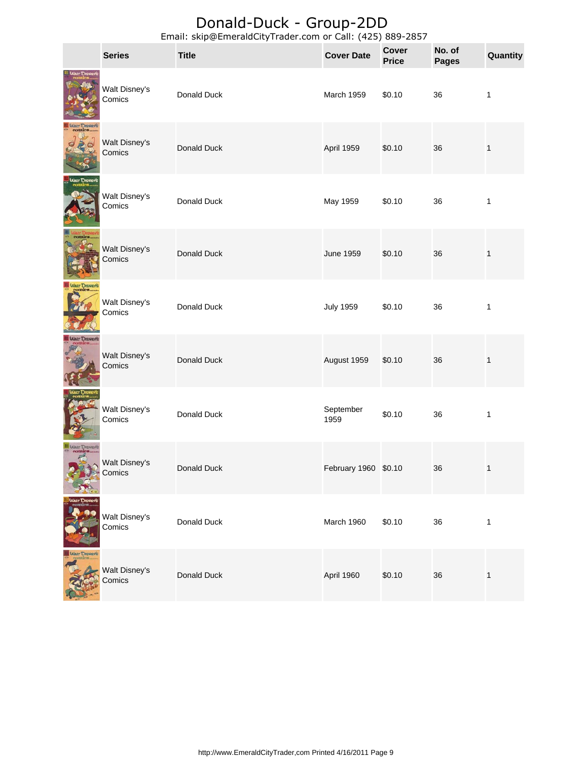# Donald-Duck - Group-2DD

Email: skip@EmeraldCityTrader.com or Call: (425) 889-2857

| | Series | Title | Cover Date | Cover Price | No. of Pages | Quantity |
|---|---|---|---|---|---|---|
| | Walt Disney's Comics | Donald Duck | March 1959 | $0.10 | 36 | 1 |
| | Walt Disney's Comics | Donald Duck | April 1959 | $0.10 | 36 | 1 |
| | Walt Disney's Comics | Donald Duck | May 1959 | $0.10 | 36 | 1 |
| | Walt Disney's Comics | Donald Duck | June 1959 | $0.10 | 36 | 1 |
| | Walt Disney's Comics | Donald Duck | July 1959 | $0.10 | 36 | 1 |
| | Walt Disney's Comics | Donald Duck | August 1959 | $0.10 | 36 | 1 |
| | Walt Disney's Comics | Donald Duck | September 1959 | $0.10 | 36 | 1 |
| | Walt Disney's Comics | Donald Duck | February 1960 | $0.10 | 36 | 1 |
| | Walt Disney's Comics | Donald Duck | March 1960 | $0.10 | 36 | 1 |
| | Walt Disney's Comics | Donald Duck | April 1960 | $0.10 | 36 | 1 |